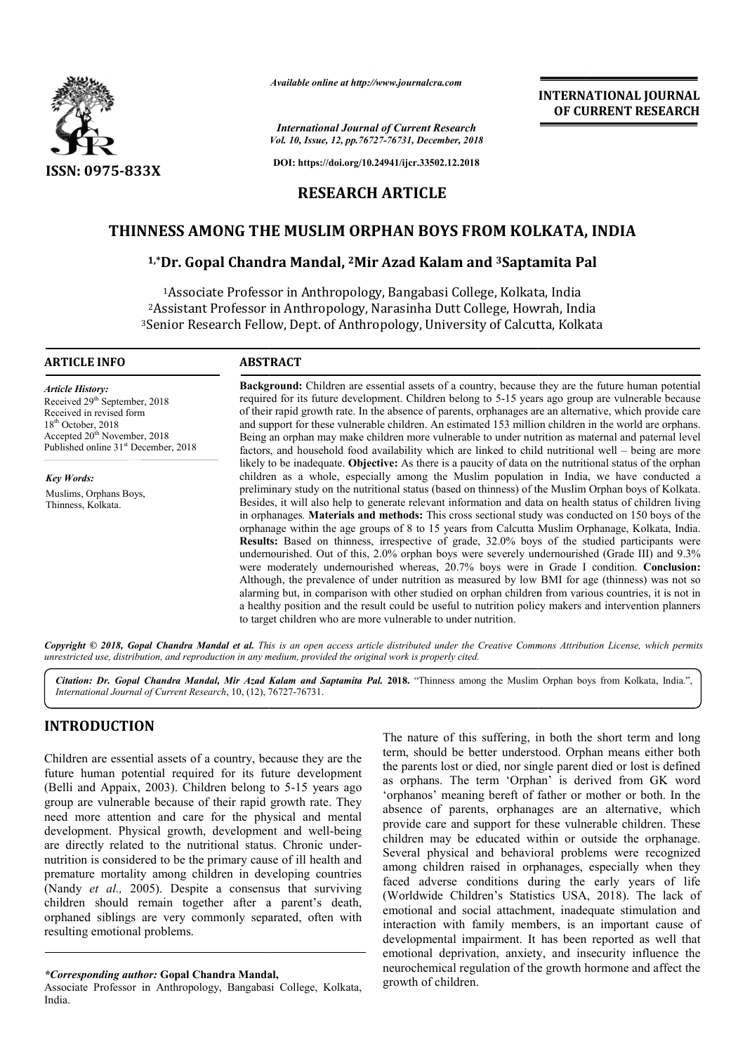*Available online at http://www.journalcra.com*

*International Journal of Current Research*
*Vol. 10, Issue, 12, pp.76727-76731, December, 2018*

**DOI: https://doi.org/10.24941/ijcr.33502.12.2018**

**INTERNATIONAL JOURNAL OF CURRENT RESEARCH**

**ISSN: 0975-833X**

## RESEARCH ARTICLE

# THINNESS AMONG THE MUSLIM ORPHAN BOYS FROM KOLKATA, INDIA

**[1,*]Dr. Gopal Chandra Mandal, [2]Mir Azad Kalam and [3]Saptamita Pal**

[1]Associate Professor in Anthropology, Bangabasi College, Kolkata, India
[2]Assistant Professor in Anthropology, Narasinha Dutt College, Howrah, India
[3]Senior Research Fellow, Dept. of Anthropology, University of Calcutta, Kolkata

### ARTICLE INFO

*Article History:*
Received 29th September, 2018
Received in revised form
18th October, 2018
Accepted 20th November, 2018
Published online 31st December, 2018

*Key Words:*
Muslims, Orphans Boys, Thinness, Kolkata.

### ABSTRACT

**Background:** Children are essential assets of a country, because they are the future human potential required for its future development. Children belong to 5-15 years ago group are vulnerable because of their rapid growth rate. In the absence of parents, orphanages are an alternative, which provide care and support for these vulnerable children. An estimated 153 million children in the world are orphans. Being an orphan may make children more vulnerable to under nutrition as maternal and paternal level factors, and household food availability which are linked to child nutritional well – being are more likely to be inadequate. **Objective:** As there is a paucity of data on the nutritional status of the orphan children as a whole, especially among the Muslim population in India, we have conducted a preliminary study on the nutritional status (based on thinness) of the Muslim Orphan boys of Kolkata. Besides, it will also help to generate relevant information and data on health status of children living in orphanages. **Materials and methods:** This cross sectional study was conducted on 150 boys of the orphanage within the age groups of 8 to 15 years from Calcutta Muslim Orphanage, Kolkata, India. **Results:** Based on thinness, irrespective of grade, 32.0% boys of the studied participants were undernourished. Out of this, 2.0% orphan boys were severely undernourished (Grade III) and 9.3% were moderately undernourished whereas, 20.7% boys were in Grade I condition. **Conclusion:** Although, the prevalence of under nutrition as measured by low BMI for age (thinness) was not so alarming but, in comparison with other studied on orphan children from various countries, it is not in a healthy position and the result could be useful to nutrition policy makers and intervention planners to target children who are more vulnerable to under nutrition.

***Copyright © 2018, Gopal Chandra Mandal et al.** This is an open access article distributed under the Creative Commons Attribution License, which permits unrestricted use, distribution, and reproduction in any medium, provided the original work is properly cited.*

***Citation: Dr. Gopal Chandra Mandal, Mir Azad Kalam and Saptamita Pal. 2018.** "Thinness among the Muslim Orphan boys from Kolkata, India.", International Journal of Current Research, 10, (12), 76727-76731.*

## INTRODUCTION

Children are essential assets of a country, because they are the future human potential required for its future development (Belli and Appaix, 2003). Children belong to 5-15 years ago group are vulnerable because of their rapid growth rate. They need more attention and care for the physical and mental development. Physical growth, development and well-being are directly related to the nutritional status. Chronic under-nutrition is considered to be the primary cause of ill health and premature mortality among children in developing countries (Nandy *et al.,* 2005). Despite a consensus that surviving children should remain together after a parent's death, orphaned siblings are very commonly separated, often with resulting emotional problems.

The nature of this suffering, in both the short term and long term, should be better understood. Orphan means either both the parents lost or died, nor single parent died or lost is defined as orphans. The term 'Orphan' is derived from GK word 'orphanos' meaning bereft of father or mother or both. In the absence of parents, orphanages are an alternative, which provide care and support for these vulnerable children. These children may be educated within or outside the orphanage. Several physical and behavioral problems were recognized among children raised in orphanages, especially when they faced adverse conditions during the early years of life (Worldwide Children's Statistics USA, 2018). The lack of emotional and social attachment, inadequate stimulation and interaction with family members, is an important cause of developmental impairment. It has been reported as well that emotional deprivation, anxiety, and insecurity influence the neurochemical regulation of the growth hormone and affect the growth of children.

***Corresponding author:* Gopal Chandra Mandal,**
Associate Professor in Anthropology, Bangabasi College, Kolkata, India.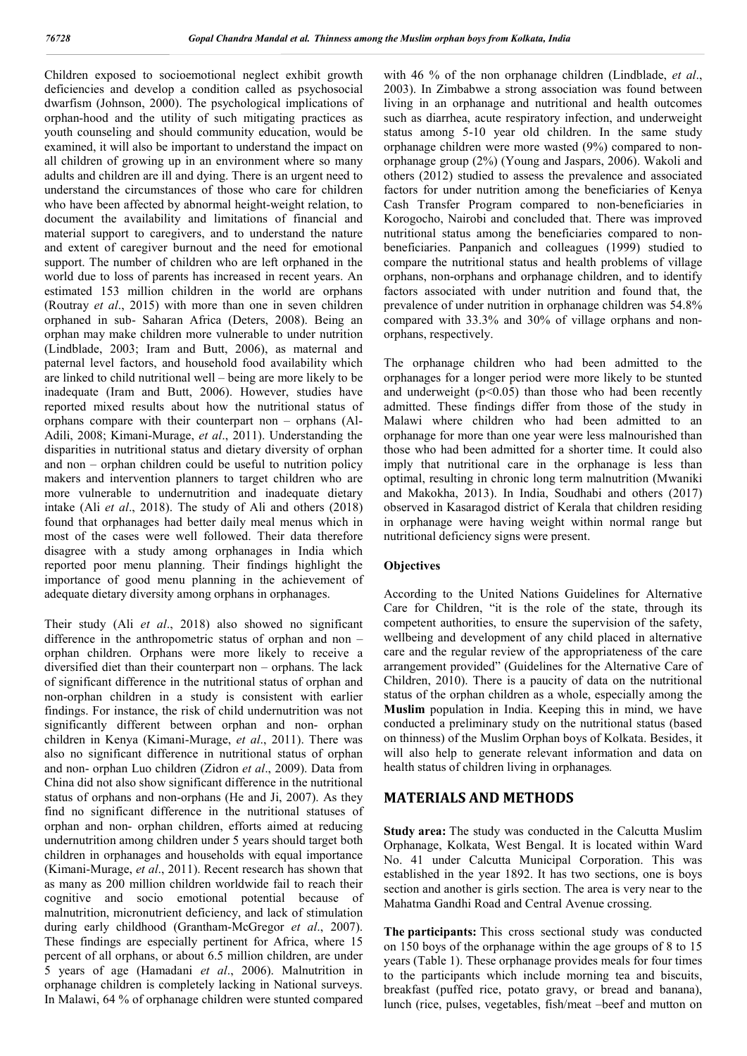Children exposed to socioemotional neglect exhibit growth deficiencies and develop a condition called as psychosocial dwarfism (Johnson, 2000). The psychological implications of orphan-hood and the utility of such mitigating practices as youth counseling and should community education, would be examined, it will also be important to understand the impact on all children of growing up in an environment where so many adults and children are ill and dying. There is an urgent need to understand the circumstances of those who care for children who have been affected by abnormal height-weight relation, to document the availability and limitations of financial and material support to caregivers, and to understand the nature and extent of caregiver burnout and the need for emotional support. The number of children who are left orphaned in the world due to loss of parents has increased in recent years. An estimated 153 million children in the world are orphans (Routray *et al*., 2015) with more than one in seven children orphaned in sub- Saharan Africa (Deters, 2008). Being an orphan may make children more vulnerable to under nutrition (Lindblade, 2003; Iram and Butt, 2006), as maternal and paternal level factors, and household food availability which are linked to child nutritional well – being are more likely to be inadequate (Iram and Butt, 2006). However, studies have reported mixed results about how the nutritional status of orphans compare with their counterpart non – orphans (Al-Adili, 2008; Kimani-Murage, *et al*., 2011). Understanding the disparities in nutritional status and dietary diversity of orphan and non – orphan children could be useful to nutrition policy makers and intervention planners to target children who are more vulnerable to undernutrition and inadequate dietary intake (Ali *et al*., 2018). The study of Ali and others (2018) found that orphanages had better daily meal menus which in most of the cases were well followed. Their data therefore disagree with a study among orphanages in India which reported poor menu planning. Their findings highlight the importance of good menu planning in the achievement of adequate dietary diversity among orphans in orphanages.

Their study (Ali *et al*., 2018) also showed no significant difference in the anthropometric status of orphan and non – orphan children. Orphans were more likely to receive a diversified diet than their counterpart non – orphans. The lack of significant difference in the nutritional status of orphan and non-orphan children in a study is consistent with earlier findings. For instance, the risk of child undernutrition was not significantly different between orphan and non- orphan children in Kenya (Kimani-Murage, *et al*., 2011). There was also no significant difference in nutritional status of orphan and non- orphan Luo children (Zidron *et al*., 2009). Data from China did not also show significant difference in the nutritional status of orphans and non-orphans (He and Ji, 2007). As they find no significant difference in the nutritional statuses of orphan and non- orphan children, efforts aimed at reducing undernutrition among children under 5 years should target both children in orphanages and households with equal importance (Kimani-Murage, *et al*., 2011). Recent research has shown that as many as 200 million children worldwide fail to reach their cognitive and socio emotional potential because of malnutrition, micronutrient deficiency, and lack of stimulation during early childhood (Grantham-McGregor *et al*., 2007). These findings are especially pertinent for Africa, where 15 percent of all orphans, or about 6.5 million children, are under 5 years of age (Hamadani *et al*., 2006). Malnutrition in orphanage children is completely lacking in National surveys. In Malawi, 64 % of orphanage children were stunted compared with 46 % of the non orphanage children (Lindblade, *et al*., 2003). In Zimbabwe a strong association was found between living in an orphanage and nutritional and health outcomes such as diarrhea, acute respiratory infection, and underweight status among 5-10 year old children. In the same study orphanage children were more wasted (9%) compared to non-orphanage group (2%) (Young and Jaspars, 2006). Wakoli and others (2012) studied to assess the prevalence and associated factors for under nutrition among the beneficiaries of Kenya Cash Transfer Program compared to non-beneficiaries in Korogocho, Nairobi and concluded that. There was improved nutritional status among the beneficiaries compared to non-beneficiaries. Panpanich and colleagues (1999) studied to compare the nutritional status and health problems of village orphans, non-orphans and orphanage children, and to identify factors associated with under nutrition and found that, the prevalence of under nutrition in orphanage children was 54.8% compared with 33.3% and 30% of village orphans and non-orphans, respectively.

The orphanage children who had been admitted to the orphanages for a longer period were more likely to be stunted and underweight ($p<0.05$) than those who had been recently admitted. These findings differ from those of the study in Malawi where children who had been admitted to an orphanage for more than one year were less malnourished than those who had been admitted for a shorter time. It could also imply that nutritional care in the orphanage is less than optimal, resulting in chronic long term malnutrition (Mwaniki and Makokha, 2013). In India, Soudhabi and others (2017) observed in Kasaragod district of Kerala that children residing in orphanage were having weight within normal range but nutritional deficiency signs were present.

### Objectives

According to the United Nations Guidelines for Alternative Care for Children, "it is the role of the state, through its competent authorities, to ensure the supervision of the safety, wellbeing and development of any child placed in alternative care and the regular review of the appropriateness of the care arrangement provided" (Guidelines for the Alternative Care of Children, 2010). There is a paucity of data on the nutritional status of the orphan children as a whole, especially among the **Muslim** population in India. Keeping this in mind, we have conducted a preliminary study on the nutritional status (based on thinness) of the Muslim Orphan boys of Kolkata. Besides, it will also help to generate relevant information and data on health status of children living in orphanages.

## MATERIALS AND METHODS

**Study area:** The study was conducted in the Calcutta Muslim Orphanage, Kolkata, West Bengal. It is located within Ward No. 41 under Calcutta Municipal Corporation. This was established in the year 1892. It has two sections, one is boys section and another is girls section. The area is very near to the Mahatma Gandhi Road and Central Avenue crossing.

**The participants:** This cross sectional study was conducted on 150 boys of the orphanage within the age groups of 8 to 15 years (Table 1). These orphanage provides meals for four times to the participants which include morning tea and biscuits, breakfast (puffed rice, potato gravy, or bread and banana), lunch (rice, pulses, vegetables, fish/meat –beef and mutton on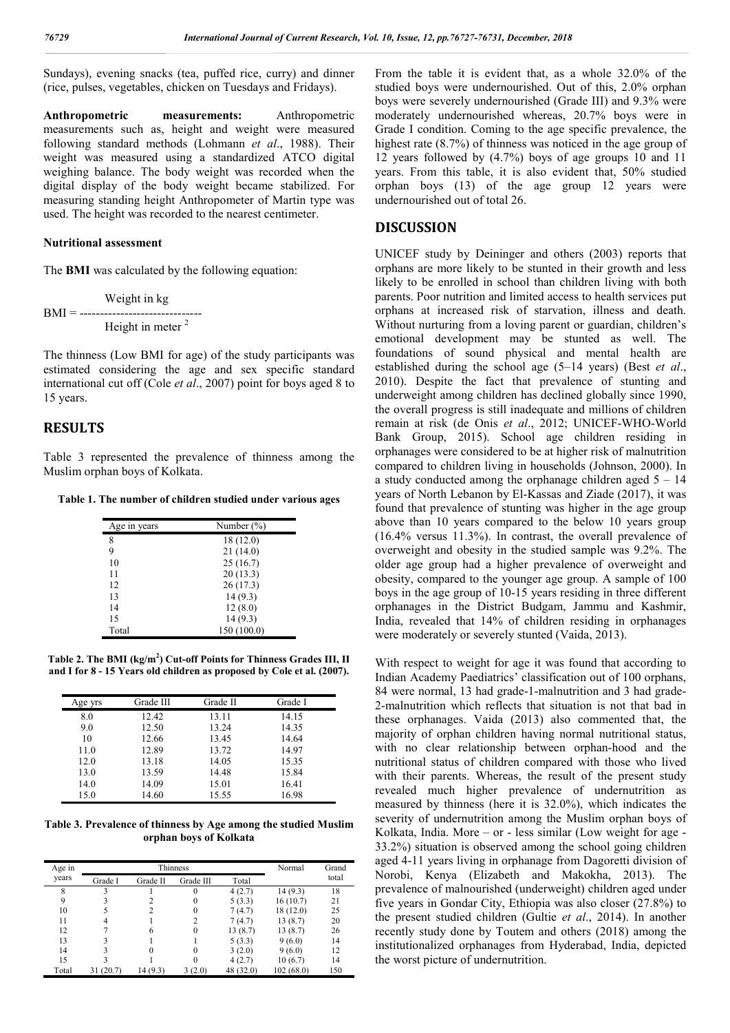Sundays), evening snacks (tea, puffed rice, curry) and dinner (rice, pulses, vegetables, chicken on Tuesdays and Fridays).

**Anthropometric measurements:** Anthropometric measurements such as, height and weight were measured following standard methods (Lohmann *et al*., 1988). Their weight was measured using a standardized ATCO digital weighing balance. The body weight was recorded when the digital display of the body weight became stabilized. For measuring standing height Anthropometer of Martin type was used. The height was recorded to the nearest centimeter.

### Nutritional assessment

The **BMI** was calculated by the following equation:

$$\text{BMI} = \frac{\text{Weight in kg}}{\text{Height in meter}^2}$$

The thinness (Low BMI for age) of the study participants was estimated considering the age and sex specific standard international cut off (Cole *et al*., 2007) point for boys aged 8 to 15 years.

## RESULTS

Table 3 represented the prevalence of thinness among the Muslim orphan boys of Kolkata.

**Table 1. The number of children studied under various ages**

| Age in years | Number (%) |
|---|---|
| 8 | 18 (12.0) |
| 9 | 21 (14.0) |
| 10 | 25 (16.7) |
| 11 | 20 (13.3) |
| 12 | 26 (17.3) |
| 13 | 14 (9.3) |
| 14 | 12 (8.0) |
| 15 | 14 (9.3) |
| Total | 150 (100.0) |

**Table 2. The BMI (kg/m$^2$) Cut-off Points for Thinness Grades III, II and I for 8 - 15 Years old children as proposed by Cole et al. (2007).**

| Age yrs | Grade III | Grade II | Grade I |
|---|---|---|---|
| 8.0 | 12.42 | 13.11 | 14.15 |
| 9.0 | 12.50 | 13.24 | 14.35 |
| 10 | 12.66 | 13.45 | 14.64 |
| 11.0 | 12.89 | 13.72 | 14.97 |
| 12.0 | 13.18 | 14.05 | 15.35 |
| 13.0 | 13.59 | 14.48 | 15.84 |
| 14.0 | 14.09 | 15.01 | 16.41 |
| 15.0 | 14.60 | 15.55 | 16.98 |

**Table 3. Prevalence of thinness by Age among the studied Muslim orphan boys of Kolkata**

| Age in years | Thinness | | | | Normal | Grand total |
|---|---|---|---|---|---|---|
| | Grade I | Grade II | Grade III | Total | | |
| 8 | 3 | 1 | 0 | 4 (2.7) | 14 (9.3) | 18 |
| 9 | 3 | 2 | 0 | 5 (3.3) | 16 (10.7) | 21 |
| 10 | 5 | 2 | 0 | 7 (4.7) | 18 (12.0) | 25 |
| 11 | 4 | 1 | 2 | 7 (4.7) | 13 (8.7) | 20 |
| 12 | 7 | 6 | 0 | 13 (8.7) | 13 (8.7) | 26 |
| 13 | 3 | 1 | 1 | 5 (3.3) | 9 (6.0) | 14 |
| 14 | 3 | 0 | 0 | 3 (2.0) | 9 (6.0) | 12 |
| 15 | 3 | 1 | 0 | 4 (2.7) | 10 (6.7) | 14 |
| Total | 31 (20.7) | 14 (9.3) | 3 (2.0) | 48 (32.0) | 102 (68.0) | 150 |

From the table it is evident that, as a whole 32.0% of the studied boys were undernourished. Out of this, 2.0% orphan boys were severely undernourished (Grade III) and 9.3% were moderately undernourished whereas, 20.7% boys were in Grade I condition. Coming to the age specific prevalence, the highest rate (8.7%) of thinness was noticed in the age group of 12 years followed by (4.7%) boys of age groups 10 and 11 years. From this table, it is also evident that, 50% studied orphan boys (13) of the age group 12 years were undernourished out of total 26.

## DISCUSSION

UNICEF study by Deininger and others (2003) reports that orphans are more likely to be stunted in their growth and less likely to be enrolled in school than children living with both parents. Poor nutrition and limited access to health services put orphans at increased risk of starvation, illness and death. Without nurturing from a loving parent or guardian, children's emotional development may be stunted as well. The foundations of sound physical and mental health are established during the school age (5–14 years) (Best *et al*., 2010). Despite the fact that prevalence of stunting and underweight among children has declined globally since 1990, the overall progress is still inadequate and millions of children remain at risk (de Onis *et al*., 2012; UNICEF-WHO-World Bank Group, 2015). School age children residing in orphanages were considered to be at higher risk of malnutrition compared to children living in households (Johnson, 2000). In a study conducted among the orphanage children aged 5 – 14 years of North Lebanon by El-Kassas and Ziade (2017), it was found that prevalence of stunting was higher in the age group above than 10 years compared to the below 10 years group (16.4% versus 11.3%). In contrast, the overall prevalence of overweight and obesity in the studied sample was 9.2%. The older age group had a higher prevalence of overweight and obesity, compared to the younger age group. A sample of 100 boys in the age group of 10-15 years residing in three different orphanages in the District Budgam, Jammu and Kashmir, India, revealed that 14% of children residing in orphanages were moderately or severely stunted (Vaida, 2013).

With respect to weight for age it was found that according to Indian Academy Paediatrics' classification out of 100 orphans, 84 were normal, 13 had grade-1-malnutrition and 3 had grade-2-malnutrition which reflects that situation is not that bad in these orphanages. Vaida (2013) also commented that, the majority of orphan children having normal nutritional status, with no clear relationship between orphan-hood and the nutritional status of children compared with those who lived with their parents. Whereas, the result of the present study revealed much higher prevalence of undernutrition as measured by thinness (here it is 32.0%), which indicates the severity of undernutrition among the Muslim orphan boys of Kolkata, India. More – or - less similar (Low weight for age - 33.2%) situation is observed among the school going children aged 4-11 years living in orphanage from Dagoretti division of Norobi, Kenya (Elizabeth and Makokha, 2013). The prevalence of malnourished (underweight) children aged under five years in Gondar City, Ethiopia was also closer (27.8%) to the present studied children (Gultie *et al*., 2014). In another recently study done by Toutem and others (2018) among the institutionalized orphanages from Hyderabad, India, depicted the worst picture of undernutrition.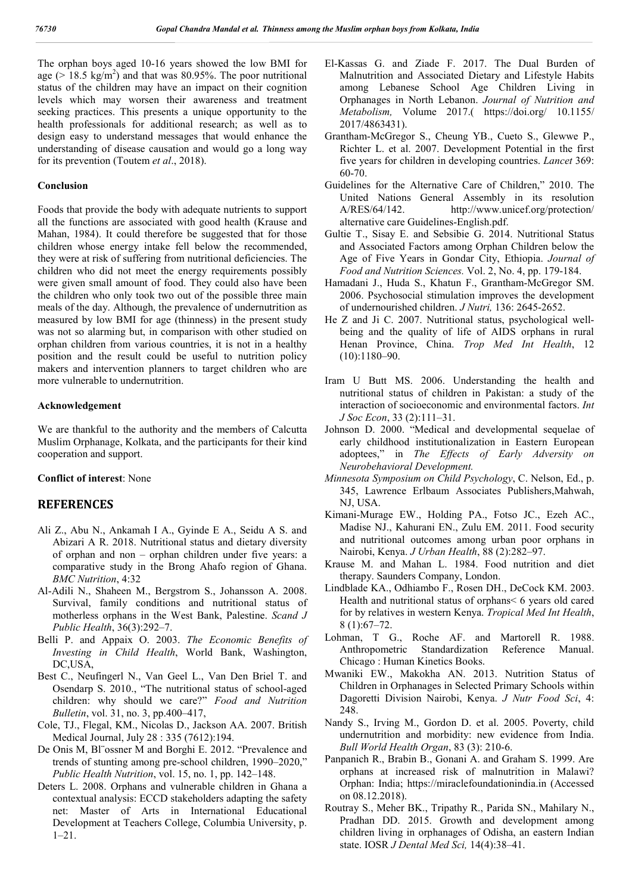The orphan boys aged 10-16 years showed the low BMI for age (> 18.5 kg/m$^2$) and that was 80.95%. The poor nutritional status of the children may have an impact on their cognition levels which may worsen their awareness and treatment seeking practices. This presents a unique opportunity to the health professionals for additional research; as well as to design easy to understand messages that would enhance the understanding of disease causation and would go a long way for its prevention (Toutem *et al*., 2018).

## Conclusion

Foods that provide the body with adequate nutrients to support all the functions are associated with good health (Krause and Mahan, 1984). It could therefore be suggested that for those children whose energy intake fell below the recommended, they were at risk of suffering from nutritional deficiencies. The children who did not meet the energy requirements possibly were given small amount of food. They could also have been the children who only took two out of the possible three main meals of the day. Although, the prevalence of undernutrition as measured by low BMI for age (thinness) in the present study was not so alarming but, in comparison with other studied on orphan children from various countries, it is not in a healthy position and the result could be useful to nutrition policy makers and intervention planners to target children who are more vulnerable to undernutrition.

## Acknowledgement

We are thankful to the authority and the members of Calcutta Muslim Orphanage, Kolkata, and the participants for their kind cooperation and support.

**Conflict of interest**: None

## REFERENCES

Ali Z., Abu N., Ankamah I A., Gyinde E A., Seidu A S. and Abizari A R. 2018. Nutritional status and dietary diversity of orphan and non – orphan children under five years: a comparative study in the Brong Ahafo region of Ghana. *BMC Nutrition*, 4:32

Al-Adili N., Shaheen M., Bergstrom S., Johansson A. 2008. Survival, family conditions and nutritional status of motherless orphans in the West Bank, Palestine. *Scand J Public Health*, 36(3):292–7.

Belli P. and Appaix O. 2003. *The Economic Benefits of Investing in Child Health*, World Bank, Washington, DC,USA,

Best C., Neufingerl N., Van Geel L., Van Den Briel T. and Osendarp S. 2010., "The nutritional status of school-aged children: why should we care?" *Food and Nutrition Bulletin*, vol. 31, no. 3, pp.400–417,

Cole, TJ., Flegal, KM., Nicolas D., Jackson AA. 2007. British Medical Journal, July 28 : 335 (7612):194.

De Onis M, Bl¨ossner M and Borghi E. 2012. "Prevalence and trends of stunting among pre-school children, 1990–2020," *Public Health Nutrition*, vol. 15, no. 1, pp. 142–148.

Deters L. 2008. Orphans and vulnerable children in Ghana a contextual analysis: ECCD stakeholders adapting the safety net: Master of Arts in International Educational Development at Teachers College, Columbia University, p. 1–21.

El-Kassas G. and Ziade F. 2017. The Dual Burden of Malnutrition and Associated Dietary and Lifestyle Habits among Lebanese School Age Children Living in Orphanages in North Lebanon. *Journal of Nutrition and Metabolism,* Volume 2017.( https://doi.org/ 10.1155/ 2017/4863431).

Grantham-McGregor S., Cheung YB., Cueto S., Glewwe P., Richter L. et al. 2007. Development Potential in the first five years for children in developing countries. *Lancet* 369: 60-70.

Guidelines for the Alternative Care of Children," 2010. The United Nations General Assembly in its resolution A/RES/64/142. http://www.unicef.org/protection/ alternative care Guidelines-English.pdf.

Gultie T., Sisay E. and Sebsibie G. 2014. Nutritional Status and Associated Factors among Orphan Children below the Age of Five Years in Gondar City, Ethiopia. *Journal of Food and Nutrition Sciences.* Vol. 2, No. 4, pp. 179-184.

Hamadani J., Huda S., Khatun F., Grantham-McGregor SM. 2006. Psychosocial stimulation improves the development of undernourished children. *J Nutri,* 136: 2645-2652.

He Z and Ji C. 2007. Nutritional status, psychological well-being and the quality of life of AIDS orphans in rural Henan Province, China. *Trop Med Int Health*, 12 (10):1180–90.

Iram U Butt MS. 2006. Understanding the health and nutritional status of children in Pakistan: a study of the interaction of socioeconomic and environmental factors. *Int J Soc Econ*, 33 (2):111–31.

Johnson D. 2000. "Medical and developmental sequelae of early childhood institutionalization in Eastern European adoptees," in *The Effects of Early Adversity on Neurobehavioral Development.*

*Minnesota Symposium on Child Psychology*, C. Nelson, Ed., p. 345, Lawrence Erlbaum Associates Publishers,Mahwah, NJ, USA.

Kimani-Murage EW., Holding PA., Fotso JC., Ezeh AC., Madise NJ., Kahurani EN., Zulu EM. 2011. Food security and nutritional outcomes among urban poor orphans in Nairobi, Kenya. *J Urban Health*, 88 (2):282–97.

Krause M. and Mahan L. 1984. Food nutrition and diet therapy. Saunders Company, London.

Lindblade KA., Odhiambo F., Rosen DH., DeCock KM. 2003. Health and nutritional status of orphans< 6 years old cared for by relatives in western Kenya. *Tropical Med Int Health*, 8 (1):67–72.

Lohman, T G., Roche AF. and Martorell R. 1988. Anthropometric Standardization Reference Manual. Chicago : Human Kinetics Books.

Mwaniki EW., Makokha AN. 2013. Nutrition Status of Children in Orphanages in Selected Primary Schools within Dagoretti Division Nairobi, Kenya. *J Nutr Food Sci*, 4: 248.

Nandy S., Irving M., Gordon D. et al. 2005. Poverty, child undernutrition and morbidity: new evidence from India. *Bull World Health Organ*, 83 (3): 210-6.

Panpanich R., Brabin B., Gonani A. and Graham S. 1999. Are orphans at increased risk of malnutrition in Malawi? Orphan: India; https://miraclefoundationindia.in (Accessed on 08.12.2018).

Routray S., Meher BK., Tripathy R., Parida SN., Mahilary N., Pradhan DD. 2015. Growth and development among children living in orphanages of Odisha, an eastern Indian state. IOSR *J Dental Med Sci,* 14(4):38–41.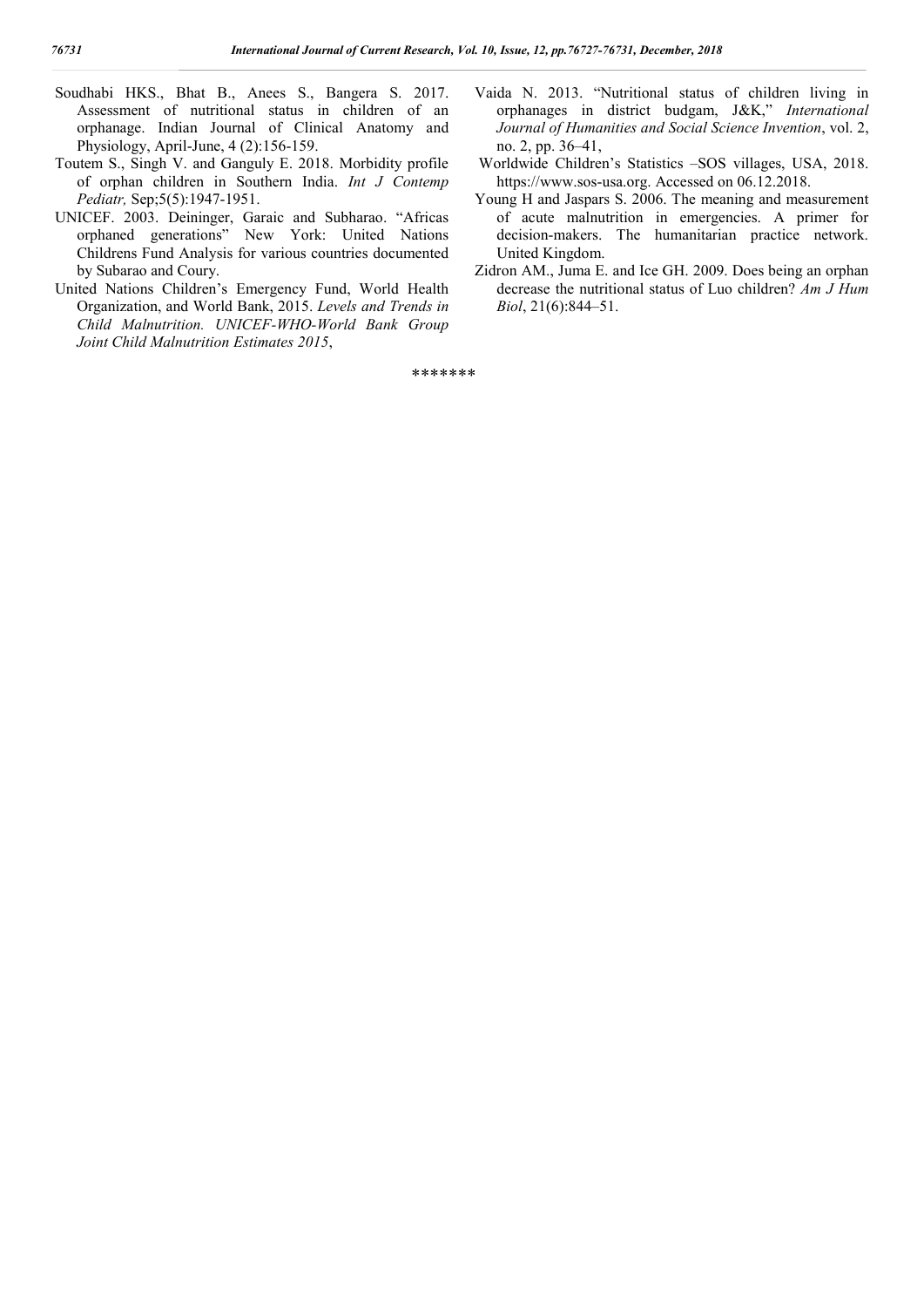Soudhabi HKS., Bhat B., Anees S., Bangera S. 2017. Assessment of nutritional status in children of an orphanage. Indian Journal of Clinical Anatomy and Physiology, April-June, 4 (2):156-159.

Toutem S., Singh V. and Ganguly E. 2018. Morbidity profile of orphan children in Southern India. *Int J Contemp Pediatr,* Sep;5(5):1947-1951.

UNICEF. 2003. Deininger, Garaic and Subharao. "Africas orphaned generations" New York: United Nations Childrens Fund Analysis for various countries documented by Subarao and Coury.

United Nations Children's Emergency Fund, World Health Organization, and World Bank, 2015. *Levels and Trends in Child Malnutrition. UNICEF-WHO-World Bank Group Joint Child Malnutrition Estimates 2015*,

Vaida N. 2013. "Nutritional status of children living in orphanages in district budgam, J&K," *International Journal of Humanities and Social Science Invention*, vol. 2, no. 2, pp. 36–41,

Worldwide Children's Statistics –SOS villages, USA, 2018. https://www.sos-usa.org. Accessed on 06.12.2018.

Young H and Jaspars S. 2006. The meaning and measurement of acute malnutrition in emergencies. A primer for decision-makers. The humanitarian practice network. United Kingdom.

Zidron AM., Juma E. and Ice GH. 2009. Does being an orphan decrease the nutritional status of Luo children? *Am J Hum Biol*, 21(6):844–51.

*******